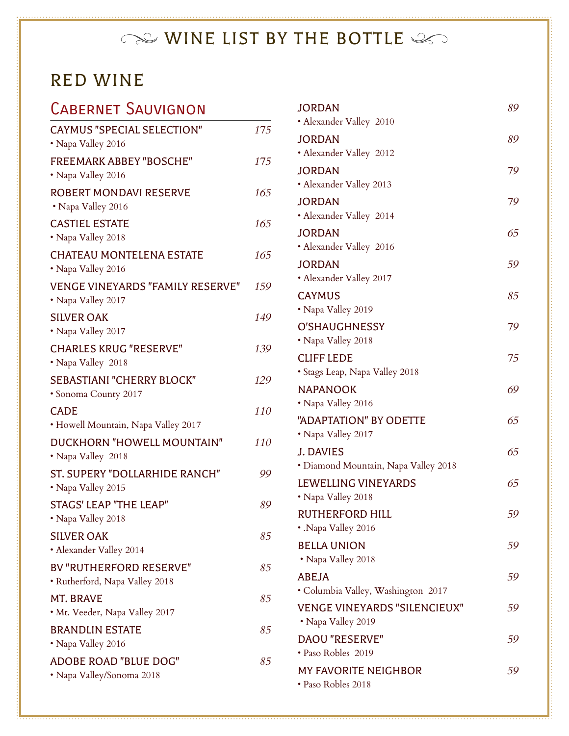# WINE LIST BY THE BOTTLE

## RED WINE

### Cabernet Sauvignon

CAYMUS "SPECIAL SELECTION" *175*
• Napa Valley 2016

FREEMARK ABBEY "BOSCHE" *175*
• Napa Valley 2016

ROBERT MONDAVI RESERVE *165*
• Napa Valley 2016

CASTIEL ESTATE *165*
• Napa Valley 2018

CHATEAU MONTELENA ESTATE *165*
• Napa Valley 2016

VENGE VINEYARDS "FAMILY RESERVE" *159*
• Napa Valley 2017

SILVER OAK *149*
• Napa Valley 2017

CHARLES KRUG "RESERVE" *139*
• Napa Valley 2018

SEBASTIANI "CHERRY BLOCK" *129*
• Sonoma County 2017

CADE *110*
• Howell Mountain, Napa Valley 2017

DUCKHORN "HOWELL MOUNTAIN" *110*
• Napa Valley 2018

ST. SUPERY "DOLLARHIDE RANCH" *99*
• Napa Valley 2015

STAGS' LEAP "THE LEAP" *89*
• Napa Valley 2018

SILVER OAK *85*
• Alexander Valley 2014

BV "RUTHERFORD RESERVE" *85*
• Rutherford, Napa Valley 2018

MT. BRAVE *85*
• Mt. Veeder, Napa Valley 2017

BRANDLIN ESTATE *85*
• Napa Valley 2016

ADOBE ROAD "BLUE DOG" *85*
• Napa Valley/Sonoma 2018

JORDAN *89*
• Alexander Valley 2010

JORDAN *89*
• Alexander Valley 2012

JORDAN *79*
• Alexander Valley 2013

JORDAN *79*
• Alexander Valley 2014

JORDAN *65*
• Alexander Valley 2016

JORDAN *59*
• Alexander Valley 2017

CAYMUS *85*
• Napa Valley 2019

O'SHAUGHNESSY *79*
• Napa Valley 2018

CLIFF LEDE *75*
• Stags Leap, Napa Valley 2018

NAPANOOK *69*
• Napa Valley 2016

"ADAPTATION" BY ODETTE *65*
• Napa Valley 2017

J. DAVIES *65*
• Diamond Mountain, Napa Valley 2018

LEWELLING VINEYARDS *65*
• Napa Valley 2018

RUTHERFORD HILL *59*
• .Napa Valley 2016

BELLA UNION *59*
• Napa Valley 2018

ABEJA *59*
• Columbia Valley, Washington 2017

VENGE VINEYARDS "SILENCIEUX" *59*
• Napa Valley 2019

DAOU "RESERVE" *59*
• Paso Robles 2019

MY FAVORITE NEIGHBOR *59*
• Paso Robles 2018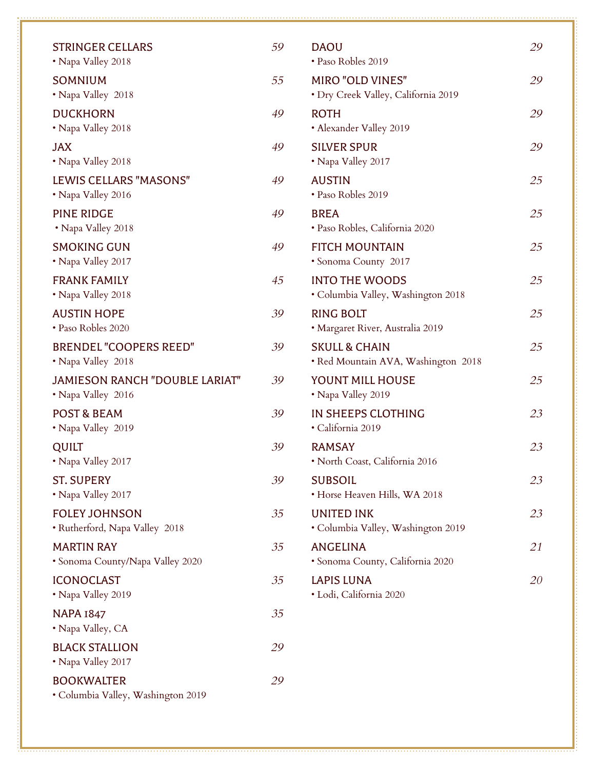**STRINGER CELLARS** *59*
• Napa Valley 2018

**SOMNIUM** *55*
• Napa Valley 2018

**DUCKHORN** *49*
• Napa Valley 2018

**JAX** *49*
• Napa Valley 2018

**LEWIS CELLARS "MASONS"** *49*
• Napa Valley 2016

**PINE RIDGE** *49*
• Napa Valley 2018

**SMOKING GUN** *49*
• Napa Valley 2017

**FRANK FAMILY** *45*
• Napa Valley 2018

**AUSTIN HOPE** *39*
• Paso Robles 2020

**BRENDEL "COOPERS REED"** *39*
• Napa Valley 2018

**JAMIESON RANCH "DOUBLE LARIAT"** *39*
• Napa Valley 2016

**POST & BEAM** *39*
• Napa Valley 2019

**QUILT** *39*
• Napa Valley 2017

**ST. SUPERY** *39*
• Napa Valley 2017

**FOLEY JOHNSON** *35*
• Rutherford, Napa Valley 2018

**MARTIN RAY** *35*
• Sonoma County/Napa Valley 2020

**ICONOCLAST** *35*
• Napa Valley 2019

**NAPA 1847** *35*
• Napa Valley, CA

**BLACK STALLION** *29*
• Napa Valley 2017

**BOOKWALTER** *29*
• Columbia Valley, Washington 2019

**DAOU** *29*
• Paso Robles 2019

**MIRO "OLD VINES"** *29*
• Dry Creek Valley, California 2019

**ROTH** *29*
• Alexander Valley 2019

**SILVER SPUR** *29*
• Napa Valley 2017

**AUSTIN** *25*
• Paso Robles 2019

**BREA** *25*
• Paso Robles, California 2020

**FITCH MOUNTAIN** *25*
• Sonoma County 2017

**INTO THE WOODS** *25*
• Columbia Valley, Washington 2018

**RING BOLT** *25*
• Margaret River, Australia 2019

**SKULL & CHAIN** *25*
• Red Mountain AVA, Washington 2018

**YOUNT MILL HOUSE** *25*
• Napa Valley 2019

**IN SHEEPS CLOTHING** *23*
• California 2019

**RAMSAY** *23*
• North Coast, California 2016

**SUBSOIL** *23*
• Horse Heaven Hills, WA 2018

**UNITED INK** *23*
• Columbia Valley, Washington 2019

**ANGELINA** *21*
• Sonoma County, California 2020

**LAPIS LUNA** *20*
• Lodi, California 2020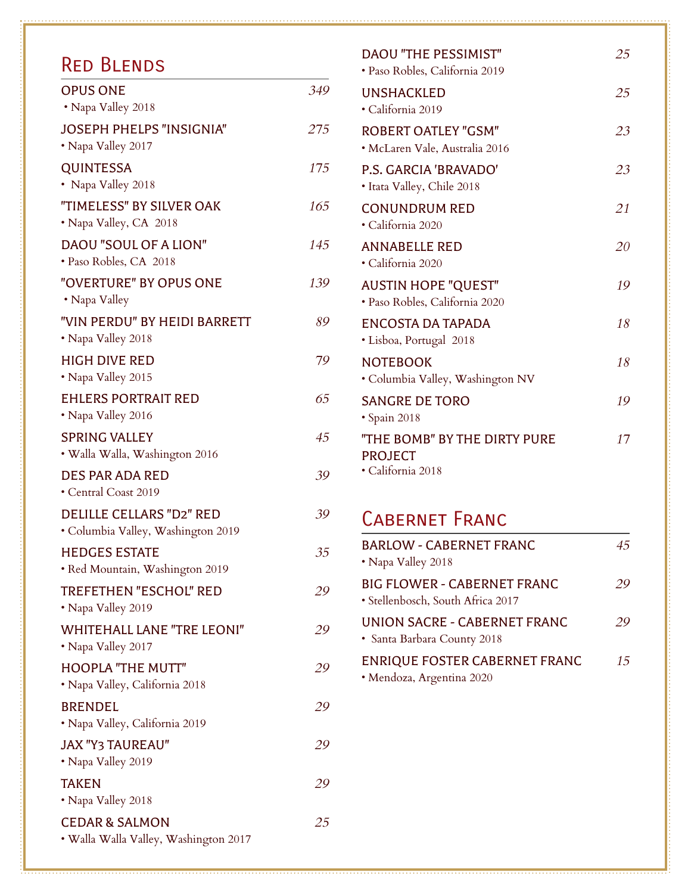## Red Blends

| Wine | Price |
|---|---|
| OPUS ONE<br>• Napa Valley 2018 | *349* |
| JOSEPH PHELPS "INSIGNIA"<br>• Napa Valley 2017 | *275* |
| QUINTESSA<br>• Napa Valley 2018 | *175* |
| "TIMELESS" BY SILVER OAK<br>• Napa Valley, CA 2018 | *165* |
| DAOU "SOUL OF A LION"<br>• Paso Robles, CA 2018 | *145* |
| "OVERTURE" BY OPUS ONE<br>• Napa Valley | *139* |
| "VIN PERDU" BY HEIDI BARRETT<br>• Napa Valley 2018 | *89* |
| HIGH DIVE RED<br>• Napa Valley 2015 | *79* |
| EHLERS PORTRAIT RED<br>• Napa Valley 2016 | *65* |
| SPRING VALLEY<br>• Walla Walla, Washington 2016 | *45* |
| DES PAR ADA RED<br>• Central Coast 2019 | *39* |
| DELILLE CELLARS "D2" RED<br>• Columbia Valley, Washington 2019 | *39* |
| HEDGES ESTATE<br>• Red Mountain, Washington 2019 | *35* |
| TREFETHEN "ESCHOL" RED<br>• Napa Valley 2019 | *29* |
| WHITEHALL LANE "TRE LEONI"<br>• Napa Valley 2017 | *29* |
| HOOPLA "THE MUTT"<br>• Napa Valley, California 2018 | *29* |
| BRENDEL<br>• Napa Valley, California 2019 | *29* |
| JAX "Y3 TAUREAU"<br>• Napa Valley 2019 | *29* |
| TAKEN<br>• Napa Valley 2018 | *29* |
| CEDAR & SALMON<br>• Walla Walla Valley, Washington 2017 | *25* |
| DAOU "THE PESSIMIST"<br>• Paso Robles, California 2019 | *25* |
| UNSHACKLED<br>• California 2019 | *25* |
| ROBERT OATLEY "GSM"<br>• McLaren Vale, Australia 2016 | *23* |
| P.S. GARCIA 'BRAVADO'<br>• Itata Valley, Chile 2018 | *23* |
| CONUNDRUM RED<br>• California 2020 | *21* |
| ANNABELLE RED<br>• California 2020 | *20* |
| AUSTIN HOPE "QUEST"<br>• Paso Robles, California 2020 | *19* |
| ENCOSTA DA TAPADA<br>• Lisboa, Portugal 2018 | *18* |
| NOTEBOOK<br>• Columbia Valley, Washington NV | *18* |
| SANGRE DE TORO<br>• Spain 2018 | *19* |
| "THE BOMB" BY THE DIRTY PURE PROJECT<br>• California 2018 | *17* |

## Cabernet Franc

| Wine | Price |
|---|---|
| BARLOW - CABERNET FRANC<br>• Napa Valley 2018 | *45* |
| BIG FLOWER - CABERNET FRANC<br>• Stellenbosch, South Africa 2017 | *29* |
| UNION SACRE - CABERNET FRANC<br>• Santa Barbara County 2018 | *29* |
| ENRIQUE FOSTER CABERNET FRANC<br>• Mendoza, Argentina 2020 | *15* |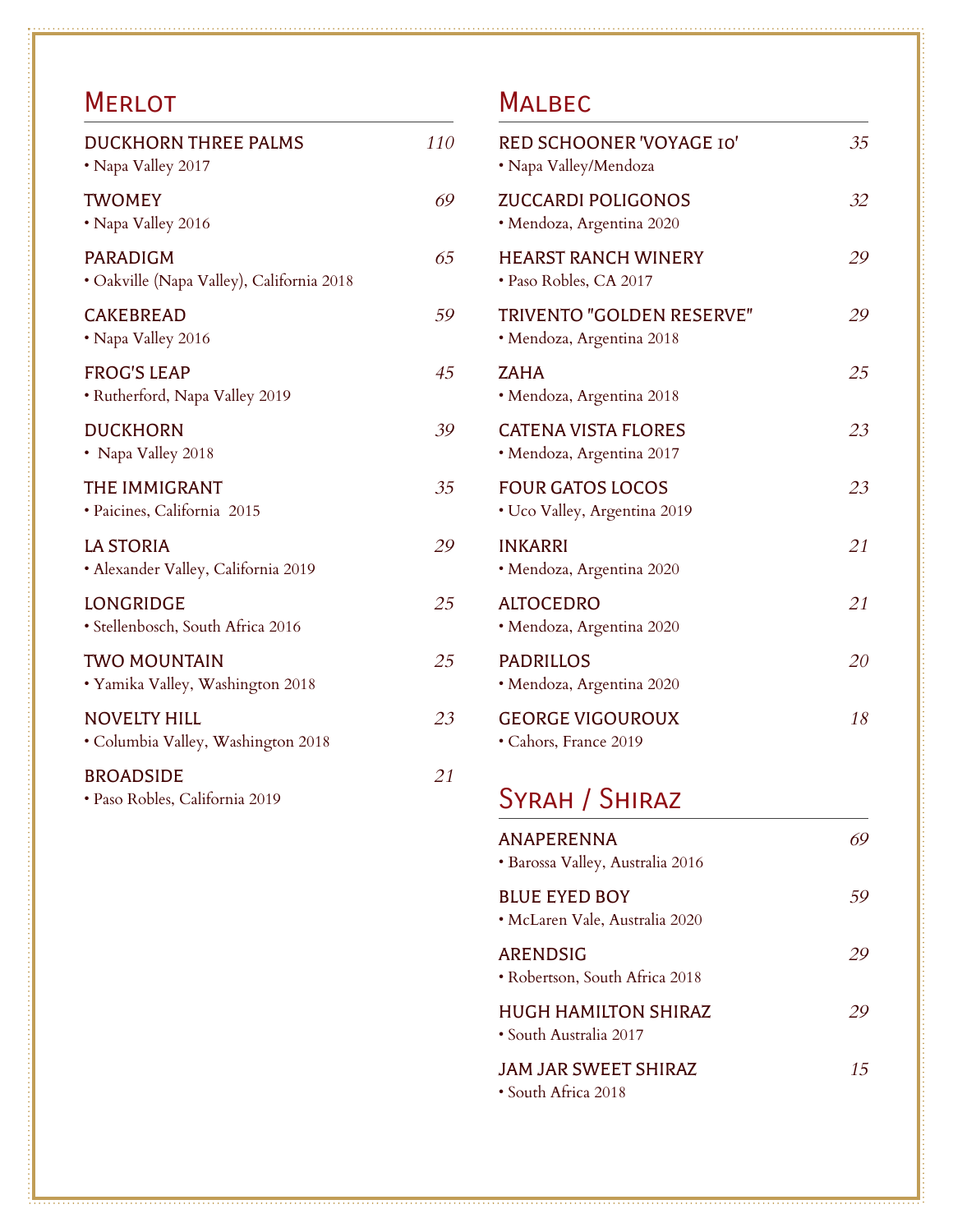## Merlot

**DUCKHORN THREE PALMS** *110*
• Napa Valley 2017

**TWOMEY** *69*
• Napa Valley 2016

**PARADIGM** *65*
• Oakville (Napa Valley), California 2018

**CAKEBREAD** *59*
• Napa Valley 2016

**FROG'S LEAP** *45*
• Rutherford, Napa Valley 2019

**DUCKHORN** *39*
• Napa Valley 2018

**THE IMMIGRANT** *35*
• Paicines, California 2015

**LA STORIA** *29*
• Alexander Valley, California 2019

**LONGRIDGE** *25*
• Stellenbosch, South Africa 2016

**TWO MOUNTAIN** *25*
• Yamika Valley, Washington 2018

**NOVELTY HILL** *23*
• Columbia Valley, Washington 2018

**BROADSIDE** *21*
• Paso Robles, California 2019

## Malbec

**RED SCHOONER 'VOYAGE 10'** *35*
• Napa Valley/Mendoza

**ZUCCARDI POLIGONOS** *32*
• Mendoza, Argentina 2020

**HEARST RANCH WINERY** *29*
• Paso Robles, CA 2017

**TRIVENTO "GOLDEN RESERVE"** *29*
• Mendoza, Argentina 2018

**ZAHA** *25*
• Mendoza, Argentina 2018

**CATENA VISTA FLORES** *23*
• Mendoza, Argentina 2017

**FOUR GATOS LOCOS** *23*
• Uco Valley, Argentina 2019

**INKARRI** *21*
• Mendoza, Argentina 2020

**ALTOCEDRO** *21*
• Mendoza, Argentina 2020

**PADRILLOS** *20*
• Mendoza, Argentina 2020

**GEORGE VIGOUROUX** *18*
• Cahors, France 2019

## Syrah / Shiraz

**ANAPERENNA** *69*
• Barossa Valley, Australia 2016

**BLUE EYED BOY** *59*
• McLaren Vale, Australia 2020

**ARENDSIG** *29*
• Robertson, South Africa 2018

**HUGH HAMILTON SHIRAZ** *29*
• South Australia 2017

**JAM JAR SWEET SHIRAZ** *15*
• South Africa 2018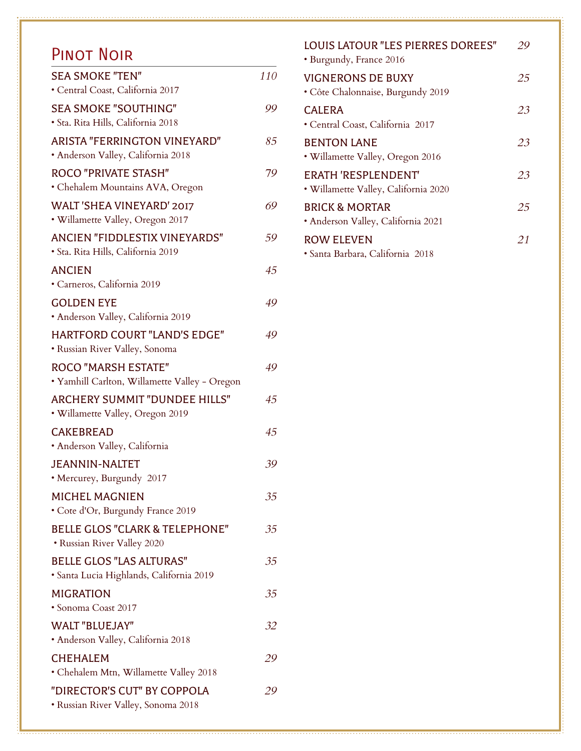# Pinot Noir

**SEA SMOKE "TEN"** *110*
• Central Coast, California 2017

**SEA SMOKE "SOUTHING"** *99*
• Sta. Rita Hills, California 2018

**ARISTA "FERRINGTON VINEYARD"** *85*
• Anderson Valley, California 2018

**ROCO "PRIVATE STASH"** *79*
• Chehalem Mountains AVA, Oregon

**WALT 'SHEA VINEYARD' 2017** *69*
• Willamette Valley, Oregon 2017

**ANCIEN "FIDDLESTIX VINEYARDS"** *59*
• Sta. Rita Hills, California 2019

**ANCIEN** *45*
• Carneros, California 2019

**GOLDEN EYE** *49*
• Anderson Valley, California 2019

**HARTFORD COURT "LAND'S EDGE"** *49*
• Russian River Valley, Sonoma

**ROCO "MARSH ESTATE"** *49*
• Yamhill Carlton, Willamette Valley - Oregon

**ARCHERY SUMMIT "DUNDEE HILLS"** *45*
• Willamette Valley, Oregon 2019

**CAKEBREAD** *45*
• Anderson Valley, California

**JEANNIN-NALTET** *39*
• Mercurey, Burgundy 2017

**MICHEL MAGNIEN** *35*
• Cote d'Or, Burgundy France 2019

**BELLE GLOS "CLARK & TELEPHONE"** *35*
• Russian River Valley 2020

**BELLE GLOS "LAS ALTURAS"** *35*
• Santa Lucia Highlands, California 2019

**MIGRATION** *35*
• Sonoma Coast 2017

**WALT "BLUEJAY"** *32*
• Anderson Valley, California 2018

**CHEHALEM** *29*
• Chehalem Mtn, Willamette Valley 2018

**"DIRECTOR'S CUT" BY COPPOLA** *29*
• Russian River Valley, Sonoma 2018

**LOUIS LATOUR "LES PIERRES DOREES"** *29*
• Burgundy, France 2016

**VIGNERONS DE BUXY** *25*
• Côte Chalonnaise, Burgundy 2019

**CALERA** *23*
• Central Coast, California 2017

**BENTON LANE** *23*
• Willamette Valley, Oregon 2016

**ERATH 'RESPLENDENT'** *23*
• Willamette Valley, California 2020

**BRICK & MORTAR** *25*
• Anderson Valley, California 2021

**ROW ELEVEN** *21*
• Santa Barbara, California 2018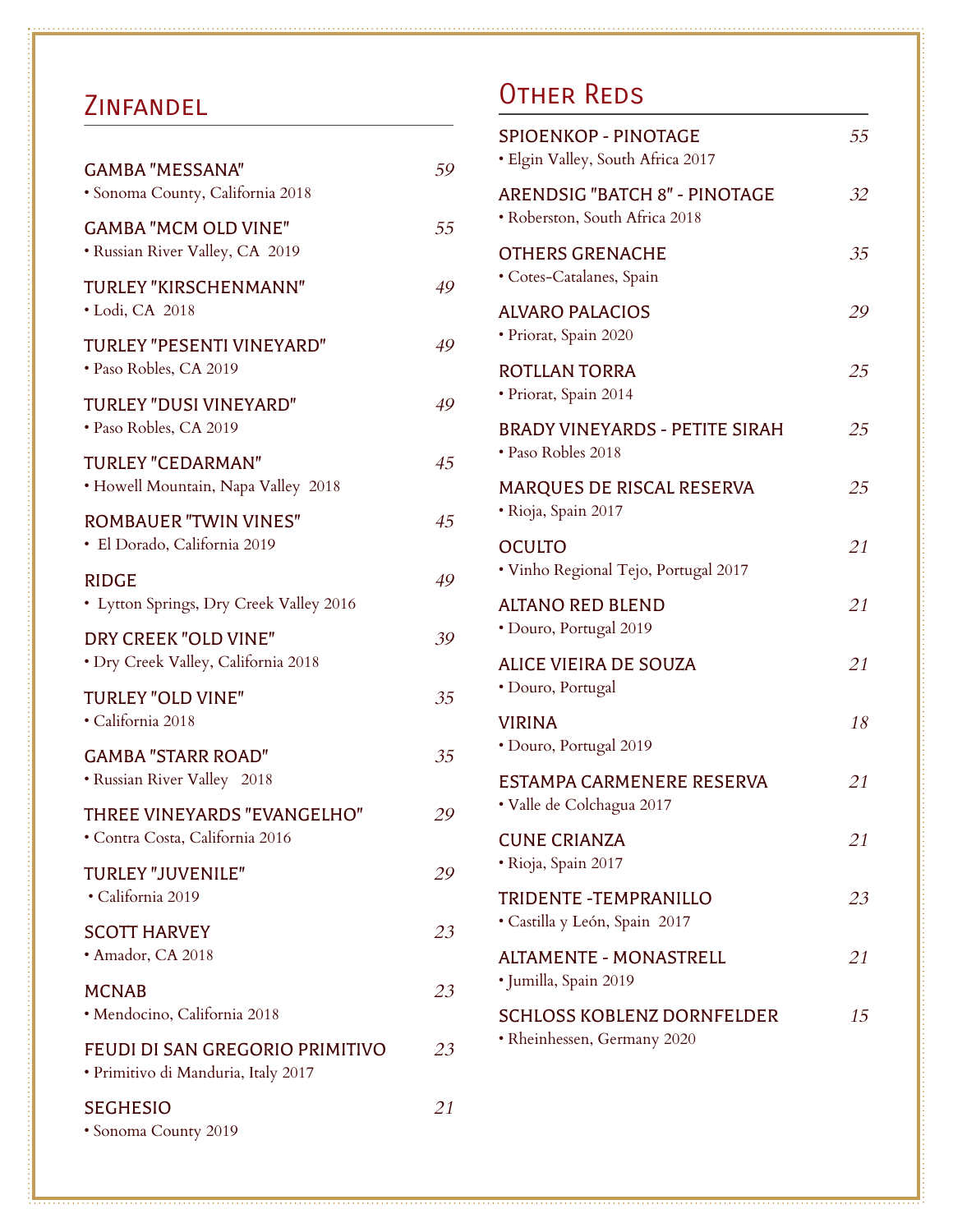## Zinfandel

**GAMBA "MESSANA"** *59*
• Sonoma County, California 2018

**GAMBA "MCM OLD VINE"** *55*
• Russian River Valley, CA 2019

**TURLEY "KIRSCHENMANN"** *49*
• Lodi, CA 2018

**TURLEY "PESENTI VINEYARD"** *49*
• Paso Robles, CA 2019

**TURLEY "DUSI VINEYARD"** *49*
• Paso Robles, CA 2019

**TURLEY "CEDARMAN"** *45*
• Howell Mountain, Napa Valley 2018

**ROMBAUER "TWIN VINES"** *45*
• El Dorado, California 2019

**RIDGE** *49*
• Lytton Springs, Dry Creek Valley 2016

**DRY CREEK "OLD VINE"** *39*
• Dry Creek Valley, California 2018

**TURLEY "OLD VINE"** *35*
• California 2018

**GAMBA "STARR ROAD"** *35*
• Russian River Valley 2018

**THREE VINEYARDS "EVANGELHO"** *29*
• Contra Costa, California 2016

**TURLEY "JUVENILE"** *29*
• California 2019

**SCOTT HARVEY** *23*
• Amador, CA 2018

**MCNAB** *23*
• Mendocino, California 2018

**FEUDI DI SAN GREGORIO PRIMITIVO** *23*
• Primitivo di Manduria, Italy 2017

**SEGHESIO** *21*
• Sonoma County 2019

## Other Reds

**SPIOENKOP - PINOTAGE** *55*
• Elgin Valley, South Africa 2017

**ARENDSIG "BATCH 8" - PINOTAGE** *32*
• Roberston, South Africa 2018

**OTHERS GRENACHE** *35*
• Cotes-Catalanes, Spain

**ALVARO PALACIOS** *29*
• Priorat, Spain 2020

**ROTLLAN TORRA** *25*
• Priorat, Spain 2014

**BRADY VINEYARDS - PETITE SIRAH** *25*
• Paso Robles 2018

**MARQUES DE RISCAL RESERVA** *25*
• Rioja, Spain 2017

**OCULTO** *21*
• Vinho Regional Tejo, Portugal 2017

**ALTANO RED BLEND** *21*
• Douro, Portugal 2019

**ALICE VIEIRA DE SOUZA** *21*
• Douro, Portugal

**VIRINA** *18*
• Douro, Portugal 2019

**ESTAMPA CARMENERE RESERVA** *21*
• Valle de Colchagua 2017

**CUNE CRIANZA** *21*
• Rioja, Spain 2017

**TRIDENTE -TEMPRANILLO** *23*
• Castilla y León, Spain 2017

**ALTAMENTE - MONASTRELL** *21*
• Jumilla, Spain 2019

**SCHLOSS KOBLENZ DORNFELDER** *15*
• Rheinhessen, Germany 2020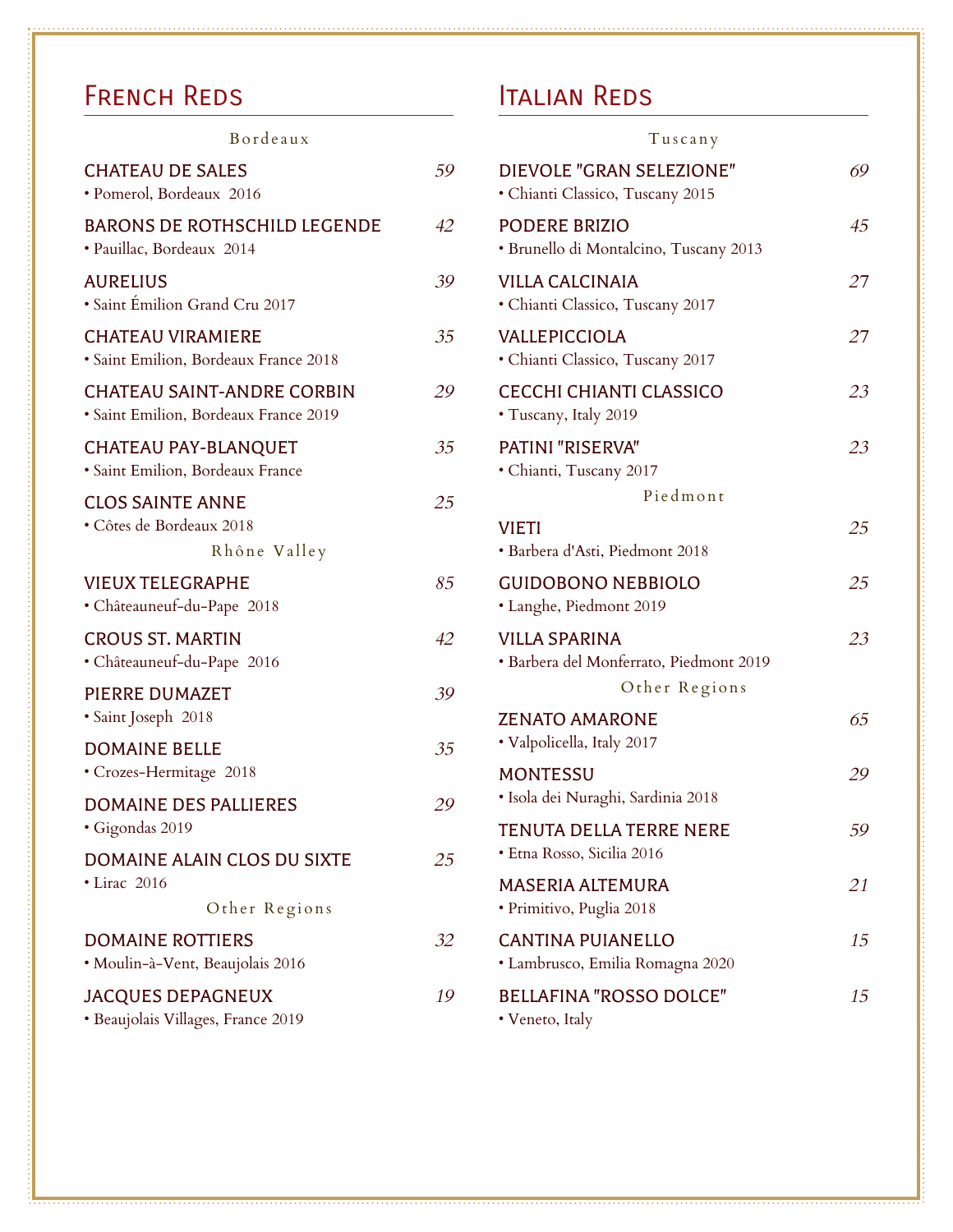# French Reds

### Bordeaux

**CHATEAU DE SALES** *59*
• Pomerol, Bordeaux 2016

**BARONS DE ROTHSCHILD LEGENDE** *42*
• Pauillac, Bordeaux 2014

**AURELIUS** *39*
• Saint Émilion Grand Cru 2017

**CHATEAU VIRAMIERE** *35*
• Saint Emilion, Bordeaux France 2018

**CHATEAU SAINT-ANDRE CORBIN** *29*
• Saint Emilion, Bordeaux France 2019

**CHATEAU PAY-BLANQUET** *35*
• Saint Emilion, Bordeaux France

**CLOS SAINTE ANNE** *25*
• Côtes de Bordeaux 2018

### Rhône Valley

**VIEUX TELEGRAPHE** *85*
• Châteauneuf-du-Pape 2018

**CROUS ST. MARTIN** *42*
• Châteauneuf-du-Pape 2016

**PIERRE DUMAZET** *39*
• Saint Joseph 2018

**DOMAINE BELLE** *35*
• Crozes-Hermitage 2018

**DOMAINE DES PALLIERES** *29*
• Gigondas 2019

**DOMAINE ALAIN CLOS DU SIXTE** *25*
• Lirac 2016

### Other Regions

**DOMAINE ROTTIERS** *32*
• Moulin-à-Vent, Beaujolais 2016

**JACQUES DEPAGNEUX** *19*
• Beaujolais Villages, France 2019

# Italian Reds

### Tuscany

**DIEVOLE "GRAN SELEZIONE"** *69*
• Chianti Classico, Tuscany 2015

**PODERE BRIZIO** *45*
• Brunello di Montalcino, Tuscany 2013

**VILLA CALCINAIA** *27*
• Chianti Classico, Tuscany 2017

**VALLEPICCIOLA** *27*
• Chianti Classico, Tuscany 2017

**CECCHI CHIANTI CLASSICO** *23*
• Tuscany, Italy 2019

**PATINI "RISERVA"** *23*
• Chianti, Tuscany 2017

### Piedmont

**VIETI** *25*
• Barbera d'Asti, Piedmont 2018

**GUIDOBONO NEBBIOLO** *25*
• Langhe, Piedmont 2019

**VILLA SPARINA** *23*
• Barbera del Monferrato, Piedmont 2019

### Other Regions

**ZENATO AMARONE** *65*
• Valpolicella, Italy 2017

**MONTESSU** *29*
• Isola dei Nuraghi, Sardinia 2018

**TENUTA DELLA TERRE NERE** *59*
• Etna Rosso, Sicilia 2016

**MASERIA ALTEMURA** *21*
• Primitivo, Puglia 2018

**CANTINA PUIANELLO** *15*
• Lambrusco, Emilia Romagna 2020

**BELLAFINA "ROSSO DOLCE"** *15*
• Veneto, Italy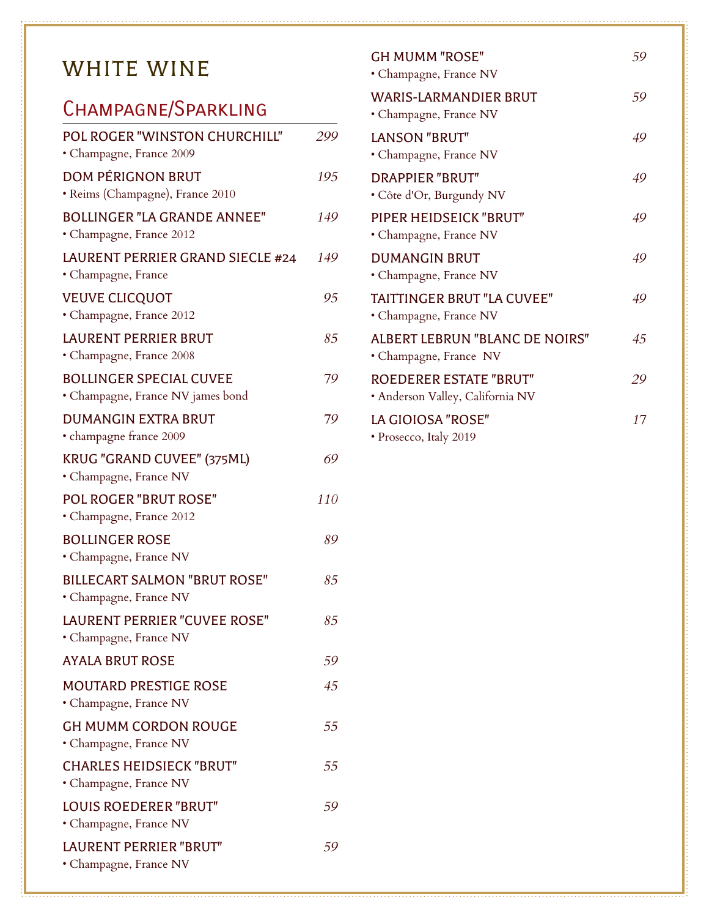# WHITE WINE

## Champagne/Sparkling

**POL ROGER "WINSTON CHURCHILL"** *299*
• Champagne, France 2009

**DOM PÉRIGNON BRUT** *195*
• Reims (Champagne), France 2010

**BOLLINGER "LA GRANDE ANNEE"** *149*
• Champagne, France 2012

**LAURENT PERRIER GRAND SIECLE #24** *149*
• Champagne, France

**VEUVE CLICQUOT** *95*
• Champagne, France 2012

**LAURENT PERRIER BRUT** *85*
• Champagne, France 2008

**BOLLINGER SPECIAL CUVEE** *79*
• Champagne, France NV james bond

**DUMANGIN EXTRA BRUT** *79*
• champagne france 2009

**KRUG "GRAND CUVEE" (375ML)** *69*
• Champagne, France NV

**POL ROGER "BRUT ROSE"** *110*
• Champagne, France 2012

**BOLLINGER ROSE** *89*
• Champagne, France NV

**BILLECART SALMON "BRUT ROSE"** *85*
• Champagne, France NV

**LAURENT PERRIER "CUVEE ROSE"** *85*
• Champagne, France NV

**AYALA BRUT ROSE** *59*

**MOUTARD PRESTIGE ROSE** *45*
• Champagne, France NV

**GH MUMM CORDON ROUGE** *55*
• Champagne, France NV

**CHARLES HEIDSIECK "BRUT"** *55*
• Champagne, France NV

**LOUIS ROEDERER "BRUT"** *59*
• Champagne, France NV

**LAURENT PERRIER "BRUT"** *59*
• Champagne, France NV

**GH MUMM "ROSE"** *59*
• Champagne, France NV

**WARIS-LARMANDIER BRUT** *59*
• Champagne, France NV

**LANSON "BRUT"** *49*
• Champagne, France NV

**DRAPPIER "BRUT"** *49*
• Côte d'Or, Burgundy NV

**PIPER HEIDSEICK "BRUT"** *49*
• Champagne, France NV

**DUMANGIN BRUT** *49*
• Champagne, France NV

**TAITTINGER BRUT "LA CUVEE"** *49*
• Champagne, France NV

**ALBERT LEBRUN "BLANC DE NOIRS"** *45*
• Champagne, France NV

**ROEDERER ESTATE "BRUT"** *29*
• Anderson Valley, California NV

**LA GIOIOSA "ROSE"** *17*
• Prosecco, Italy 2019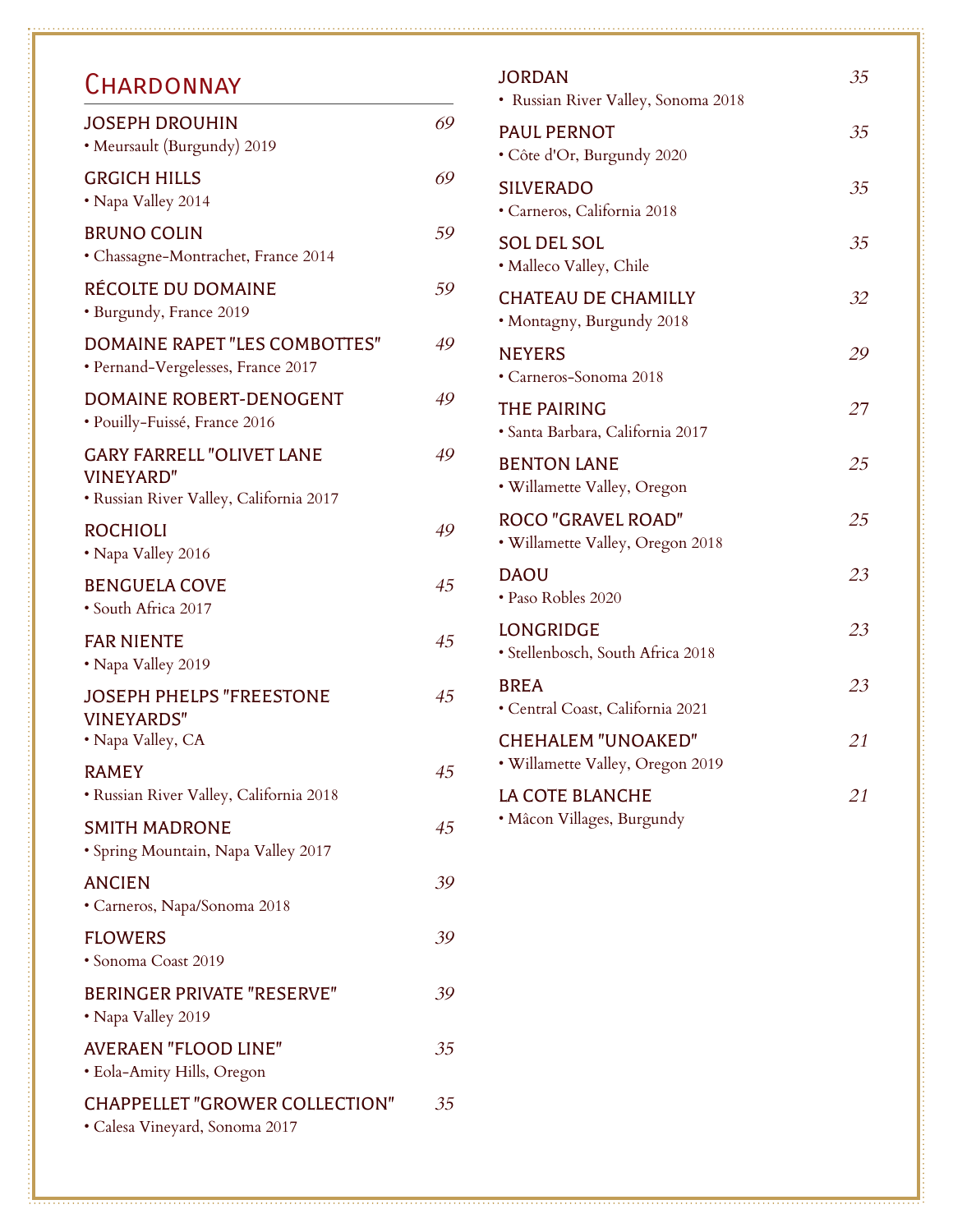# Chardonnay

**JOSEPH DROUHIN** *69*
• Meursault (Burgundy) 2019

**GRGICH HILLS** *69*
• Napa Valley 2014

**BRUNO COLIN** *59*
• Chassagne-Montrachet, France 2014

**RÉCOLTE DU DOMAINE** *59*
• Burgundy, France 2019

**DOMAINE RAPET "LES COMBOTTES"** *49*
• Pernand-Vergelesses, France 2017

**DOMAINE ROBERT-DENOGENT** *49*
• Pouilly-Fuissé, France 2016

**GARY FARRELL "OLIVET LANE VINEYARD"** *49*
• Russian River Valley, California 2017

**ROCHIOLI** *49*
• Napa Valley 2016

**BENGUELA COVE** *45*
• South Africa 2017

**FAR NIENTE** *45*
• Napa Valley 2019

**JOSEPH PHELPS "FREESTONE VINEYARDS"** *45*
• Napa Valley, CA

**RAMEY** *45*
• Russian River Valley, California 2018

**SMITH MADRONE** *45*
• Spring Mountain, Napa Valley 2017

**ANCIEN** *39*
• Carneros, Napa/Sonoma 2018

**FLOWERS** *39*
• Sonoma Coast 2019

**BERINGER PRIVATE "RESERVE"** *39*
• Napa Valley 2019

**AVERAEN "FLOOD LINE"** *35*
• Eola-Amity Hills, Oregon

**CHAPPELLET "GROWER COLLECTION"** *35*
• Calesa Vineyard, Sonoma 2017

**JORDAN** *35*
• Russian River Valley, Sonoma 2018

**PAUL PERNOT** *35*
• Côte d'Or, Burgundy 2020

**SILVERADO** *35*
• Carneros, California 2018

**SOL DEL SOL** *35*
• Malleco Valley, Chile

**CHATEAU DE CHAMILLY** *32*
• Montagny, Burgundy 2018

**NEYERS** *29*
• Carneros-Sonoma 2018

**THE PAIRING** *27*
• Santa Barbara, California 2017

**BENTON LANE** *25*
• Willamette Valley, Oregon

**ROCO "GRAVEL ROAD"** *25*
• Willamette Valley, Oregon 2018

**DAOU** *23*
• Paso Robles 2020

**LONGRIDGE** *23*
• Stellenbosch, South Africa 2018

**BREA** *23*
• Central Coast, California 2021

**CHEHALEM "UNOAKED"** *21*
• Willamette Valley, Oregon 2019

**LA COTE BLANCHE** *21*
• Mâcon Villages, Burgundy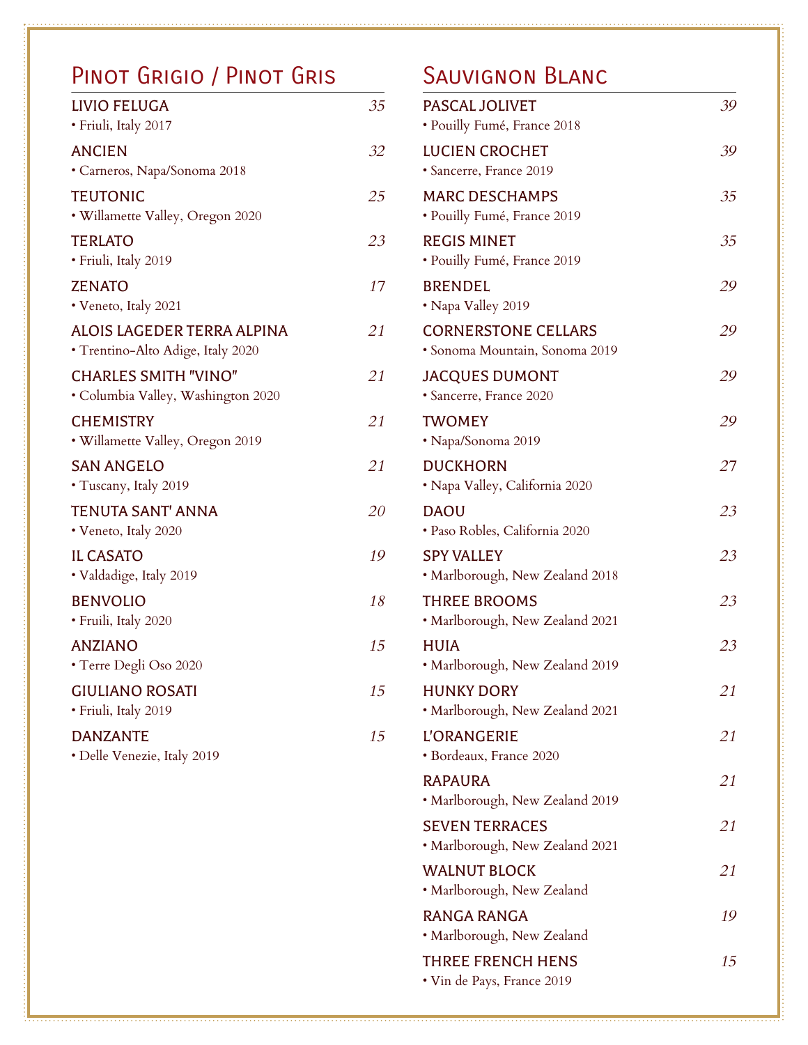## Pinot Grigio / Pinot Gris

**LIVIO FELUGA** *35*
• Friuli, Italy 2017

**ANCIEN** *32*
• Carneros, Napa/Sonoma 2018

**TEUTONIC** *25*
• Willamette Valley, Oregon 2020

**TERLATO** *23*
• Friuli, Italy 2019

**ZENATO** *17*
• Veneto, Italy 2021

**ALOIS LAGEDER TERRA ALPINA** *21*
• Trentino-Alto Adige, Italy 2020

**CHARLES SMITH "VINO"** *21*
• Columbia Valley, Washington 2020

**CHEMISTRY** *21*
• Willamette Valley, Oregon 2019

**SAN ANGELO** *21*
• Tuscany, Italy 2019

**TENUTA SANT' ANNA** *20*
• Veneto, Italy 2020

**IL CASATO** *19*
• Valdadige, Italy 2019

**BENVOLIO** *18*
• Fruili, Italy 2020

**ANZIANO** *15*
• Terre Degli Oso 2020

**GIULIANO ROSATI** *15*
• Friuli, Italy 2019

**DANZANTE** *15*
• Delle Venezie, Italy 2019

## Sauvignon Blanc

**PASCAL JOLIVET** *39*
• Pouilly Fumé, France 2018

**LUCIEN CROCHET** *39*
• Sancerre, France 2019

**MARC DESCHAMPS** *35*
• Pouilly Fumé, France 2019

**REGIS MINET** *35*
• Pouilly Fumé, France 2019

**BRENDEL** *29*
• Napa Valley 2019

**CORNERSTONE CELLARS** *29*
• Sonoma Mountain, Sonoma 2019

**JACQUES DUMONT** *29*
• Sancerre, France 2020

**TWOMEY** *29*
• Napa/Sonoma 2019

**DUCKHORN** *27*
• Napa Valley, California 2020

**DAOU** *23*
• Paso Robles, California 2020

**SPY VALLEY** *23*
• Marlborough, New Zealand 2018

**THREE BROOMS** *23*
• Marlborough, New Zealand 2021

**HUIA** *23*
• Marlborough, New Zealand 2019

**HUNKY DORY** *21*
• Marlborough, New Zealand 2021

**L'ORANGERIE** *21*
• Bordeaux, France 2020

**RAPAURA** *21*
• Marlborough, New Zealand 2019

**SEVEN TERRACES** *21*
• Marlborough, New Zealand 2021

**WALNUT BLOCK** *21*
• Marlborough, New Zealand

**RANGA RANGA** *19*
• Marlborough, New Zealand

**THREE FRENCH HENS** *15*
• Vin de Pays, France 2019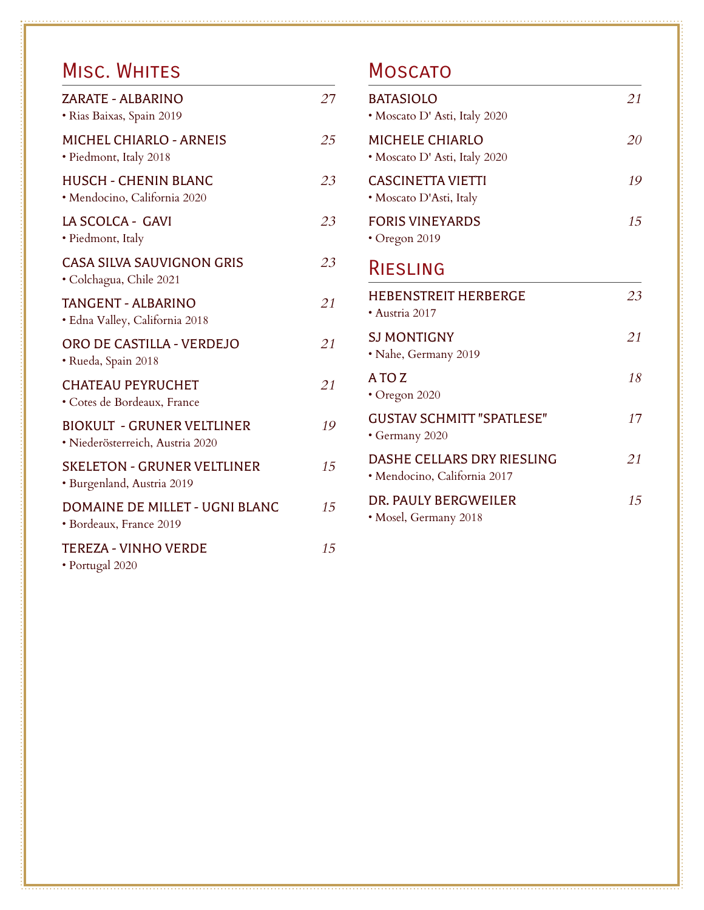## Misc. Whites

**ZARATE - ALBARINO** *27*
• Rias Baixas, Spain 2019

**MICHEL CHIARLO - ARNEIS** *25*
• Piedmont, Italy 2018

**HUSCH - CHENIN BLANC** *23*
• Mendocino, California 2020

**LA SCOLCA - GAVI** *23*
• Piedmont, Italy

**CASA SILVA SAUVIGNON GRIS** *23*
• Colchagua, Chile 2021

**TANGENT - ALBARINO** *21*
• Edna Valley, California 2018

**ORO DE CASTILLA - VERDEJO** *21*
• Rueda, Spain 2018

**CHATEAU PEYRUCHET** *21*
• Cotes de Bordeaux, France

**BIOKULT - GRUNER VELTLINER** *19*
• Niederösterreich, Austria 2020

**SKELETON - GRUNER VELTLINER** *15*
• Burgenland, Austria 2019

**DOMAINE DE MILLET - UGNI BLANC** *15*
• Bordeaux, France 2019

**TEREZA - VINHO VERDE** *15*
• Portugal 2020

## Moscato

**BATASIOLO** *21*
• Moscato D' Asti, Italy 2020

**MICHELE CHIARLO** *20*
• Moscato D' Asti, Italy 2020

**CASCINETTA VIETTI** *19*
• Moscato D'Asti, Italy

**FORIS VINEYARDS** *15*
• Oregon 2019

## Riesling

**HEBENSTREIT HERBERGE** *23*
• Austria 2017

**SJ MONTIGNY** *21*
• Nahe, Germany 2019

**A TO Z** *18*
• Oregon 2020

**GUSTAV SCHMITT "SPATLESE"** *17*
• Germany 2020

**DASHE CELLARS DRY RIESLING** *21*
• Mendocino, California 2017

**DR. PAULY BERGWEILER** *15*
• Mosel, Germany 2018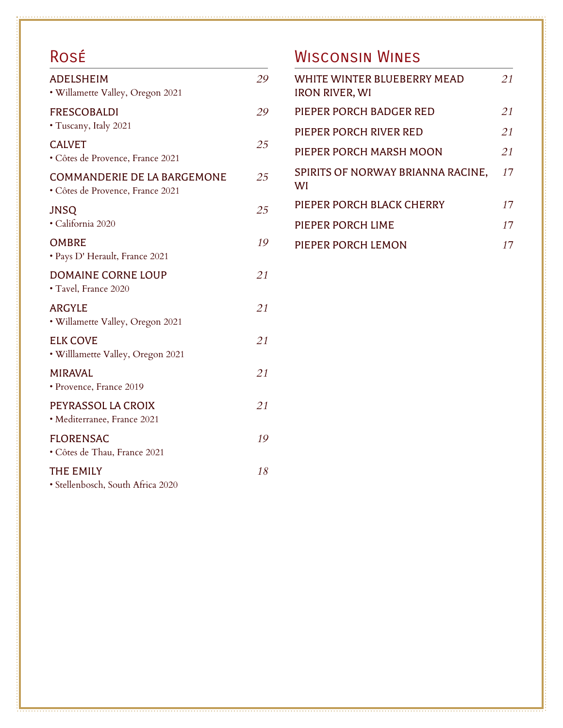## Rosé

**ADELSHEIM** *29*
• Willamette Valley, Oregon 2021

**FRESCOBALDI** *29*
• Tuscany, Italy 2021

**CALVET** *25*
• Côtes de Provence, France 2021

**COMMANDERIE DE LA BARGEMONE** *25*
• Côtes de Provence, France 2021

**JNSQ** *25*
• California 2020

**OMBRE** *19*
• Pays D' Herault, France 2021

**DOMAINE CORNE LOUP** *21*
• Tavel, France 2020

**ARGYLE** *21*
• Willamette Valley, Oregon 2021

**ELK COVE** *21*
• Willlamette Valley, Oregon 2021

**MIRAVAL** *21*
• Provence, France 2019

**PEYRASSOL LA CROIX** *21*
• Mediterranee, France 2021

**FLORENSAC** *19*
• Côtes de Thau, France 2021

**THE EMILY** *18*
• Stellenbosch, South Africa 2020

## Wisconsin Wines

**WHITE WINTER BLUEBERRY MEAD IRON RIVER, WI** *21*

**PIEPER PORCH BADGER RED** *21*

**PIEPER PORCH RIVER RED** *21*

**PIEPER PORCH MARSH MOON** *21*

**SPIRITS OF NORWAY BRIANNA RACINE, WI** *17*

**PIEPER PORCH BLACK CHERRY** *17*

**PIEPER PORCH LIME** *17*

**PIEPER PORCH LEMON** *17*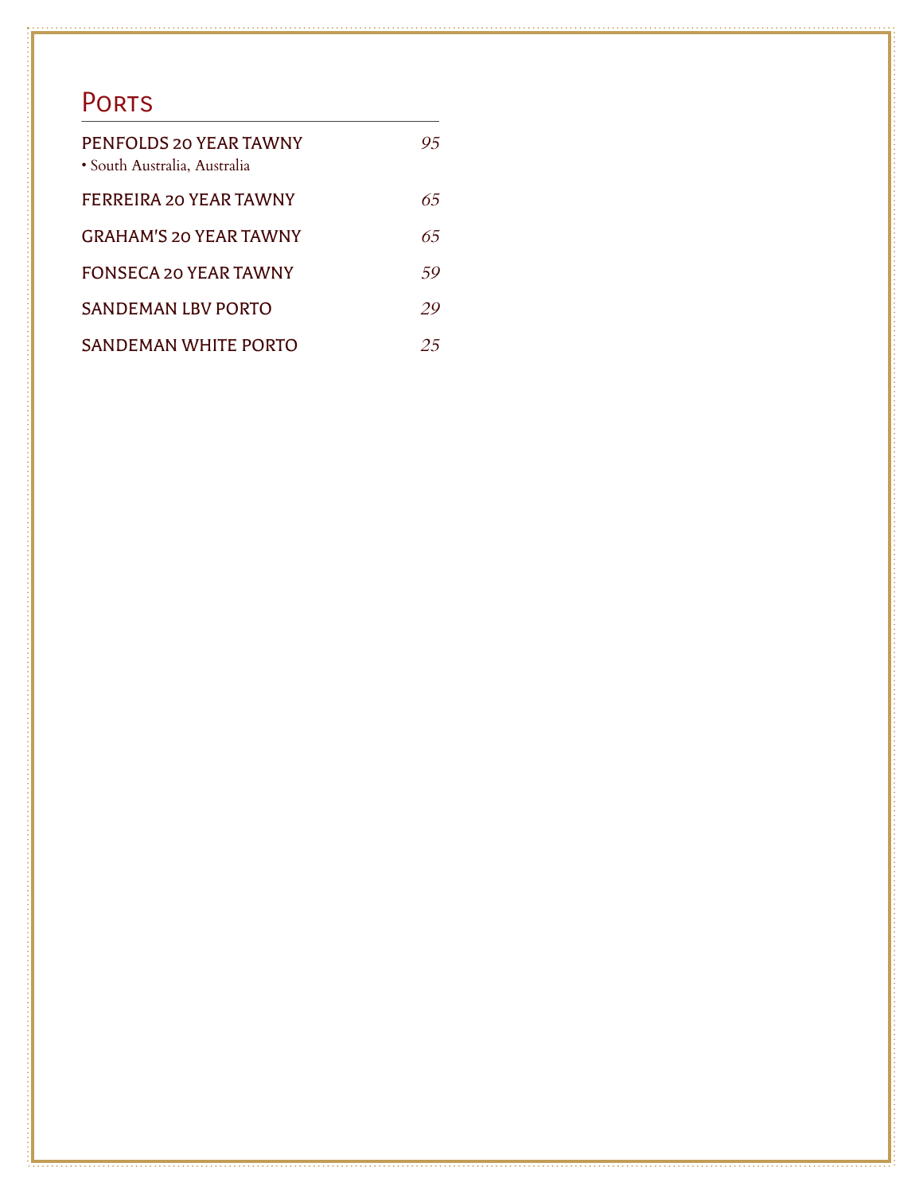## Ports

| | |
|---|---|
| PENFOLDS 20 YEAR TAWNY<br>• South Australia, Australia | *95* |
| FERREIRA 20 YEAR TAWNY | *65* |
| GRAHAM'S 20 YEAR TAWNY | *65* |
| FONSECA 20 YEAR TAWNY | *59* |
| SANDEMAN LBV PORTO | *29* |
| SANDEMAN WHITE PORTO | *25* |